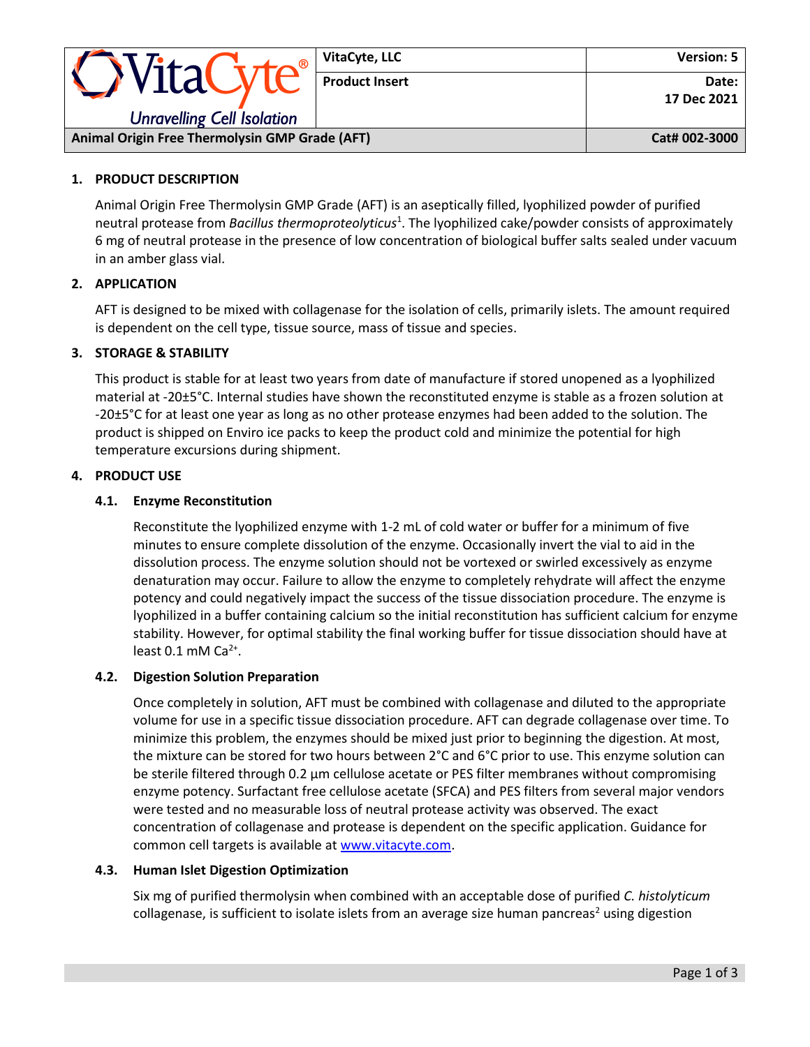| VitaCyte® Unravelling Cell Isolation | VitaCyte, LLC | Version: 5 |
|---|---|---|
| | Product Insert | Date: 17 Dec 2021 |
| Animal Origin Free Thermolysin GMP Grade (AFT) | | Cat# 002-3000 |

## 1. PRODUCT DESCRIPTION

Animal Origin Free Thermolysin GMP Grade (AFT) is an aseptically filled, lyophilized powder of purified neutral protease from *Bacillus thermoproteolyticus*[1]. The lyophilized cake/powder consists of approximately 6 mg of neutral protease in the presence of low concentration of biological buffer salts sealed under vacuum in an amber glass vial.

## 2. APPLICATION

AFT is designed to be mixed with collagenase for the isolation of cells, primarily islets. The amount required is dependent on the cell type, tissue source, mass of tissue and species.

## 3. STORAGE & STABILITY

This product is stable for at least two years from date of manufacture if stored unopened as a lyophilized material at -20±5°C. Internal studies have shown the reconstituted enzyme is stable as a frozen solution at -20±5°C for at least one year as long as no other protease enzymes had been added to the solution. The product is shipped on Enviro ice packs to keep the product cold and minimize the potential for high temperature excursions during shipment.

## 4. PRODUCT USE

### 4.1. Enzyme Reconstitution

Reconstitute the lyophilized enzyme with 1-2 mL of cold water or buffer for a minimum of five minutes to ensure complete dissolution of the enzyme. Occasionally invert the vial to aid in the dissolution process. The enzyme solution should not be vortexed or swirled excessively as enzyme denaturation may occur. Failure to allow the enzyme to completely rehydrate will affect the enzyme potency and could negatively impact the success of the tissue dissociation procedure. The enzyme is lyophilized in a buffer containing calcium so the initial reconstitution has sufficient calcium for enzyme stability. However, for optimal stability the final working buffer for tissue dissociation should have at least 0.1 mM $Ca^{2+}$.

### 4.2. Digestion Solution Preparation

Once completely in solution, AFT must be combined with collagenase and diluted to the appropriate volume for use in a specific tissue dissociation procedure. AFT can degrade collagenase over time. To minimize this problem, the enzymes should be mixed just prior to beginning the digestion. At most, the mixture can be stored for two hours between 2°C and 6°C prior to use. This enzyme solution can be sterile filtered through 0.2 µm cellulose acetate or PES filter membranes without compromising enzyme potency. Surfactant free cellulose acetate (SFCA) and PES filters from several major vendors were tested and no measurable loss of neutral protease activity was observed. The exact concentration of collagenase and protease is dependent on the specific application. Guidance for common cell targets is available at www.vitacyte.com.

### 4.3. Human Islet Digestion Optimization

Six mg of purified thermolysin when combined with an acceptable dose of purified *C. histolyticum* collagenase, is sufficient to isolate islets from an average size human pancreas[2] using digestion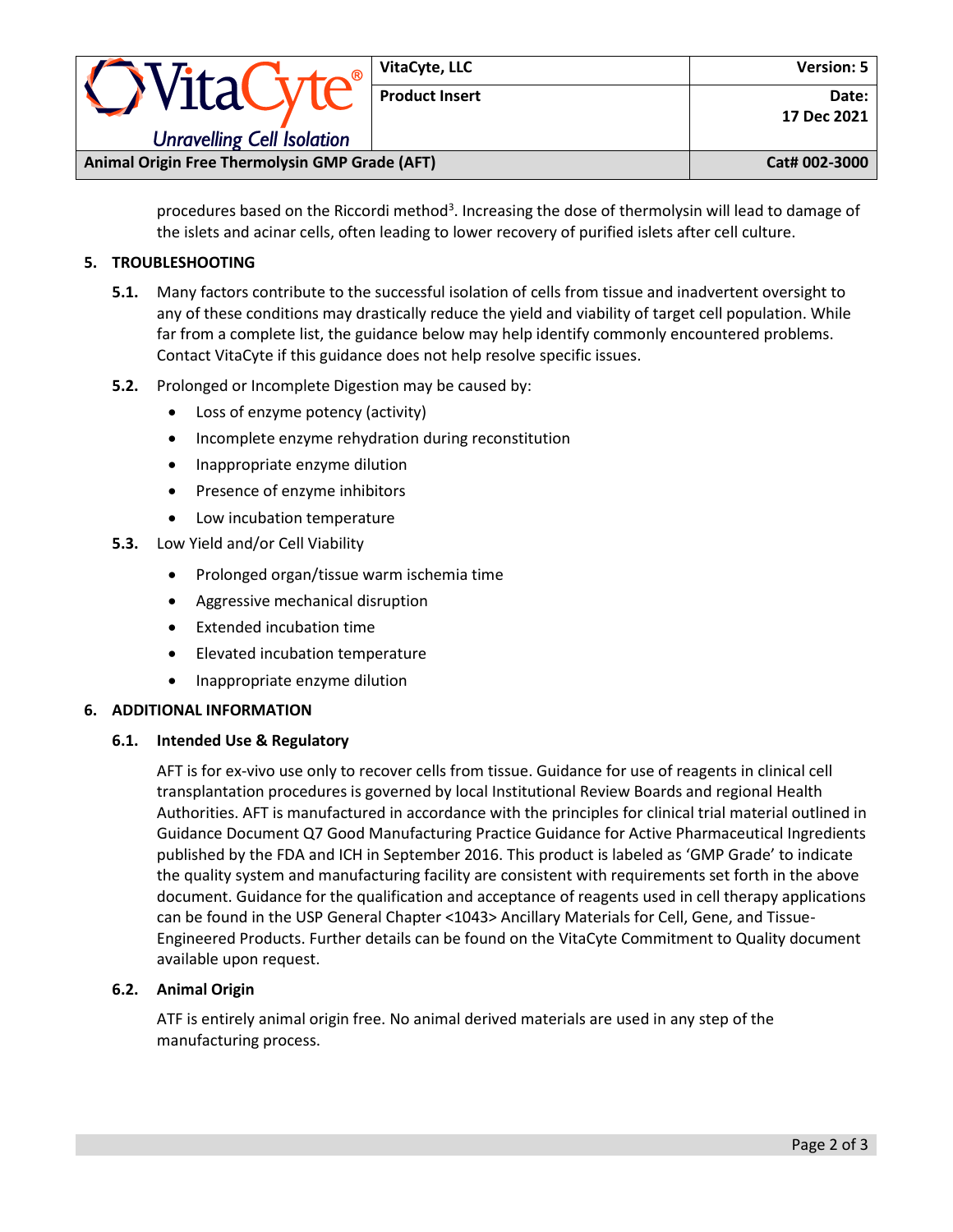procedures based on the Riccordi method[3]. Increasing the dose of thermolysin will lead to damage of the islets and acinar cells, often leading to lower recovery of purified islets after cell culture.

## 5. TROUBLESHOOTING

**5.1.** Many factors contribute to the successful isolation of cells from tissue and inadvertent oversight to any of these conditions may drastically reduce the yield and viability of target cell population. While far from a complete list, the guidance below may help identify commonly encountered problems. Contact VitaCyte if this guidance does not help resolve specific issues.

**5.2.** Prolonged or Incomplete Digestion may be caused by:

- Loss of enzyme potency (activity)
- Incomplete enzyme rehydration during reconstitution
- Inappropriate enzyme dilution
- Presence of enzyme inhibitors
- Low incubation temperature

**5.3.** Low Yield and/or Cell Viability

- Prolonged organ/tissue warm ischemia time
- Aggressive mechanical disruption
- Extended incubation time
- Elevated incubation temperature
- Inappropriate enzyme dilution

## 6. ADDITIONAL INFORMATION

### 6.1. Intended Use & Regulatory

AFT is for ex-vivo use only to recover cells from tissue. Guidance for use of reagents in clinical cell transplantation procedures is governed by local Institutional Review Boards and regional Health Authorities. AFT is manufactured in accordance with the principles for clinical trial material outlined in Guidance Document Q7 Good Manufacturing Practice Guidance for Active Pharmaceutical Ingredients published by the FDA and ICH in September 2016. This product is labeled as 'GMP Grade' to indicate the quality system and manufacturing facility are consistent with requirements set forth in the above document. Guidance for the qualification and acceptance of reagents used in cell therapy applications can be found in the USP General Chapter <1043> Ancillary Materials for Cell, Gene, and Tissue-Engineered Products. Further details can be found on the VitaCyte Commitment to Quality document available upon request.

### 6.2. Animal Origin

ATF is entirely animal origin free. No animal derived materials are used in any step of the manufacturing process.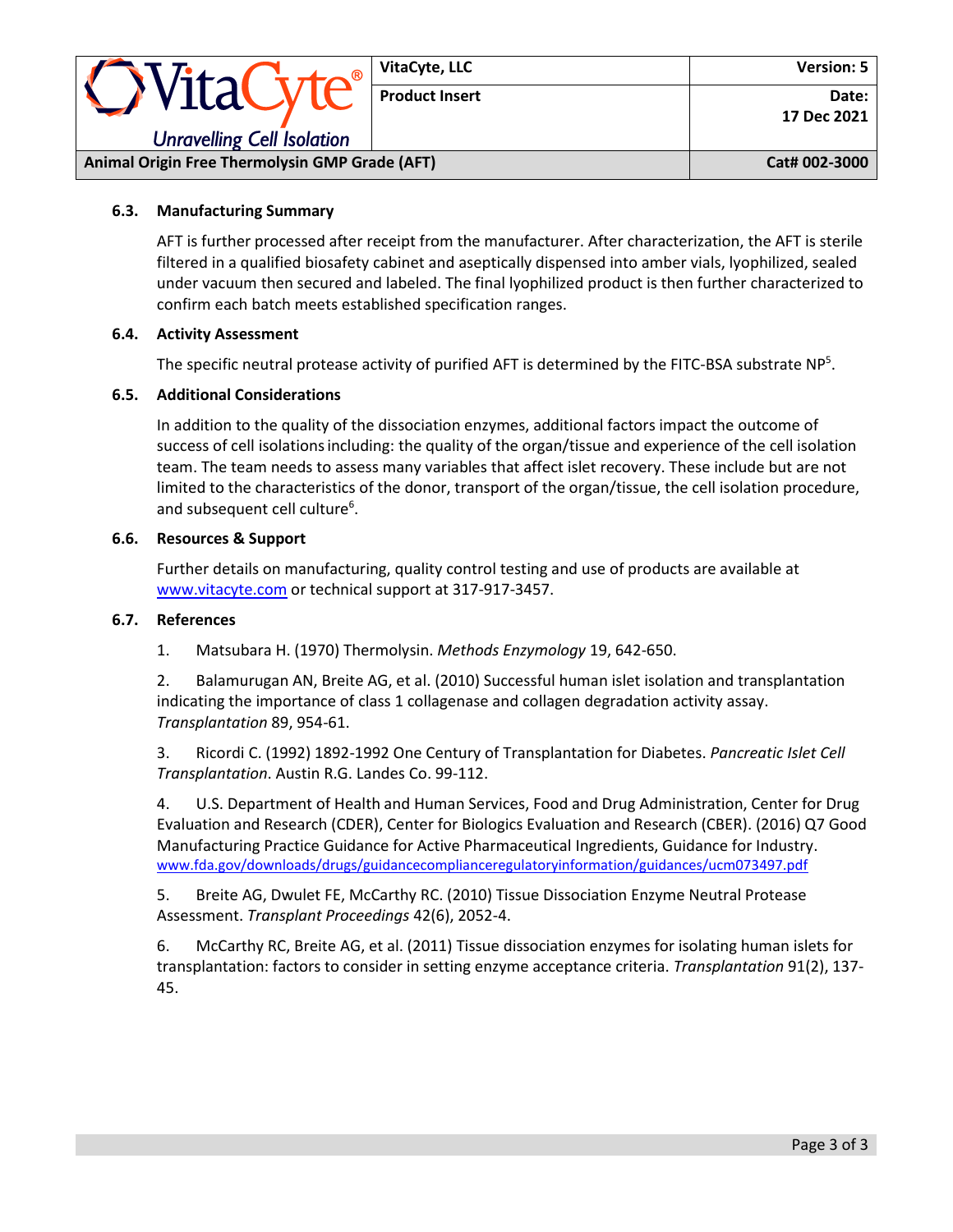### 6.3. Manufacturing Summary

AFT is further processed after receipt from the manufacturer. After characterization, the AFT is sterile filtered in a qualified biosafety cabinet and aseptically dispensed into amber vials, lyophilized, sealed under vacuum then secured and labeled. The final lyophilized product is then further characterized to confirm each batch meets established specification ranges.

### 6.4. Activity Assessment

The specific neutral protease activity of purified AFT is determined by the FITC-BSA substrate NP[5].

### 6.5. Additional Considerations

In addition to the quality of the dissociation enzymes, additional factors impact the outcome of success of cell isolations including: the quality of the organ/tissue and experience of the cell isolation team. The team needs to assess many variables that affect islet recovery. These include but are not limited to the characteristics of the donor, transport of the organ/tissue, the cell isolation procedure, and subsequent cell culture[6].

### 6.6. Resources & Support

Further details on manufacturing, quality control testing and use of products are available at www.vitacyte.com or technical support at 317-917-3457.

### 6.7. References

1. Matsubara H. (1970) Thermolysin. *Methods Enzymology* 19, 642-650.

2. Balamurugan AN, Breite AG, et al. (2010) Successful human islet isolation and transplantation indicating the importance of class 1 collagenase and collagen degradation activity assay. *Transplantation* 89, 954-61.

3. Ricordi C. (1992) 1892-1992 One Century of Transplantation for Diabetes. *Pancreatic Islet Cell Transplantation*. Austin R.G. Landes Co. 99-112.

4. U.S. Department of Health and Human Services, Food and Drug Administration, Center for Drug Evaluation and Research (CDER), Center for Biologics Evaluation and Research (CBER). (2016) Q7 Good Manufacturing Practice Guidance for Active Pharmaceutical Ingredients, Guidance for Industry. www.fda.gov/downloads/drugs/guidancecomplianceregulatoryinformation/guidances/ucm073497.pdf

5. Breite AG, Dwulet FE, McCarthy RC. (2010) Tissue Dissociation Enzyme Neutral Protease Assessment. *Transplant Proceedings* 42(6), 2052-4.

6. McCarthy RC, Breite AG, et al. (2011) Tissue dissociation enzymes for isolating human islets for transplantation: factors to consider in setting enzyme acceptance criteria. *Transplantation* 91(2), 137-45.